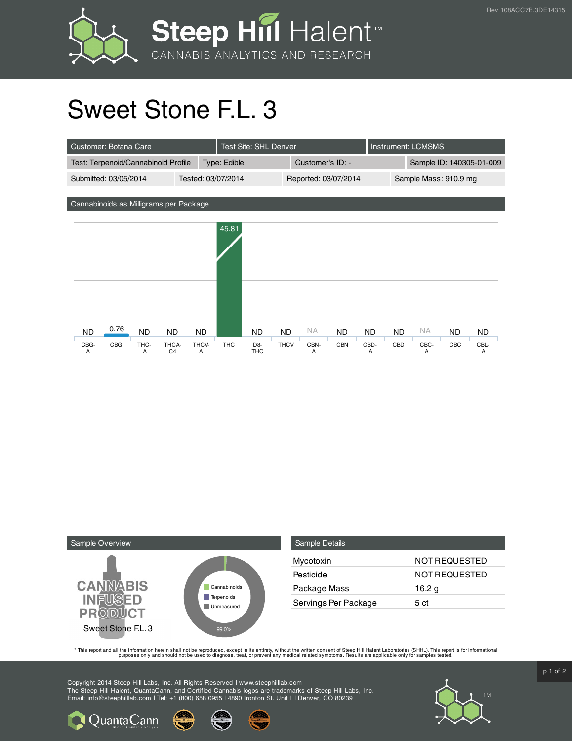# Sweet Stone F.L. 3

| Customer: Botana Care | Test Site: SHL Denver | Instrument: LCMSMS | |
|---|---|---|---|
| Test: Terpenoid/Cannabinoid Profile | Type: Edible | Customer's ID: - | Sample ID: 140305-01-009 |
| Submitted: 03/05/2014 | Tested: 03/07/2014 | Reported: 03/07/2014 | Sample Mass: 910.9 mg |

## Cannabinoids as Milligrams per Package

| CBG-A | CBG | THC-A | THCA-C4 | THCV-A | THC | D8-THC | THCV | CBN-A | CBN | CBD-A | CBD | CBC-A | CBC | CBL-A |
|---|---|---|---|---|---|---|---|---|---|---|---|---|---|---|
| ND | 0.76 | ND | ND | ND | 45.81 | ND | ND | NA | ND | ND | ND | NA | ND | ND |

## Sample Overview

CANNABIS INFUSED PRODUCT

Sweet Stone F.L. 3

- Cannabinoids
- Terpenoids
- Unmeasured

99.0%

## Sample Details

| | |
|---|---|
| Mycotoxin | NOT REQUESTED |
| Pesticide | NOT REQUESTED |
| Package Mass | 16.2 g |
| Servings Per Package | 5 ct |

* This report and all the information herein shall not be reproduced, except in its entirety, without the written consent of Steep Hill Halent Laboratories (SHHL). This report is for informational purposes only and should not be used to diagnose, treat, or prevent any medical related symptoms. Results are applicable only for samples tested.

Copyright 2014 Steep Hill Labs, Inc. All Rights Reserved | www.steephilllab.com
The Steep Hill Halent, QuantaCann, and Certified Cannabis logos are trademarks of Steep Hill Labs, Inc.
Email: info@steephilllab.com | Tel: +1 (800) 658 0955 | 4890 Ironton St. Unit I | Denver, CO 80239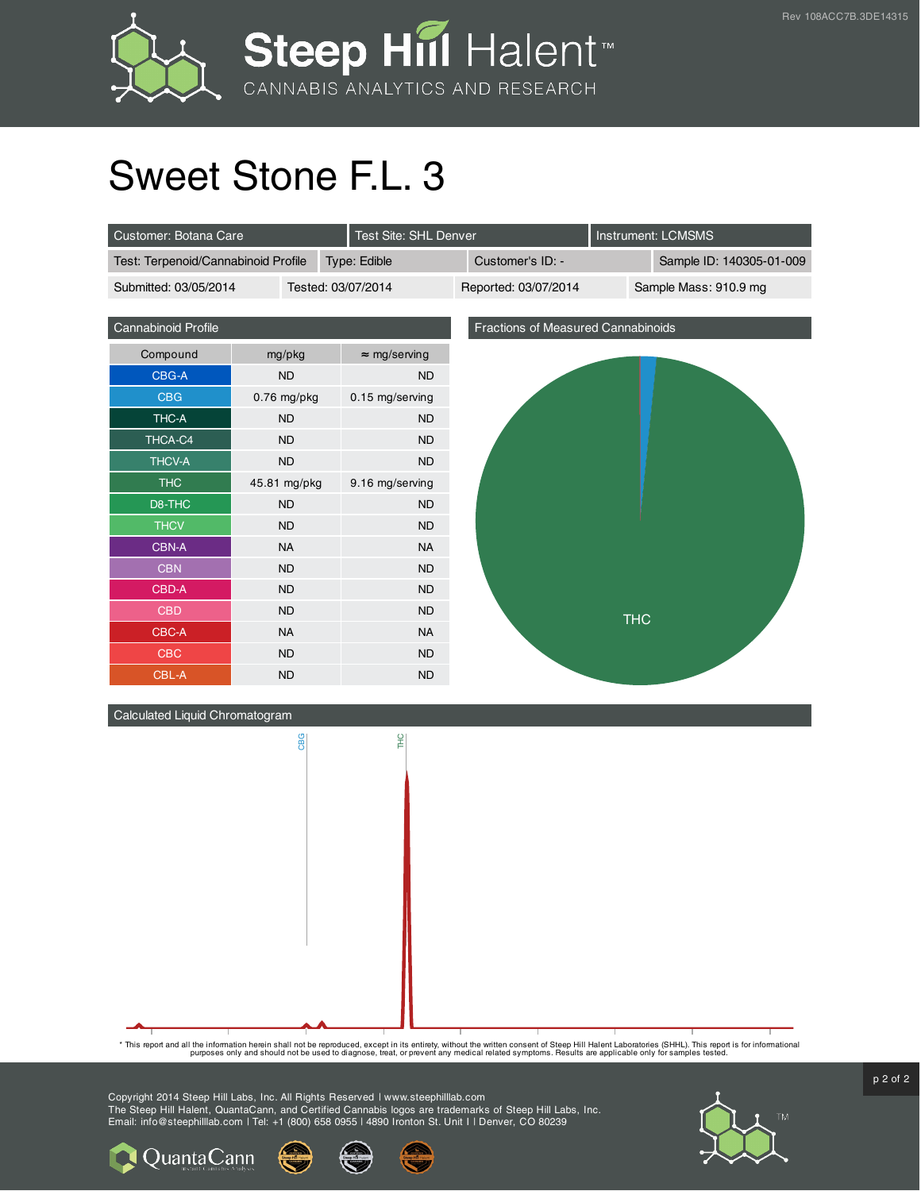Rev 108ACC7B.3DE14315

Steep Hill Halent™
CANNABIS ANALYTICS AND RESEARCH

# Sweet Stone F.L. 3

| | | |
|---|---|---|
| Customer: Botana Care | Test Site: SHL Denver | Instrument: LCMSMS |
| Test: Terpenoid/Cannabinoid Profile | Type: Edible | Customer's ID: - | 
| Sample ID: 140305-01-009 | | |
| Submitted: 03/05/2014 | Tested: 03/07/2014 | Reported: 03/07/2014 |
| Sample Mass: 910.9 mg | | |

## Cannabinoid Profile

| Compound | mg/pkg | ≈ mg/serving |
|---|---|---|
| CBG-A | ND | ND |
| CBG | 0.76 mg/pkg | 0.15 mg/serving |
| THC-A | ND | ND |
| THCA-C4 | ND | ND |
| THCV-A | ND | ND |
| THC | 45.81 mg/pkg | 9.16 mg/serving |
| D8-THC | ND | ND |
| THCV | ND | ND |
| CBN-A | NA | NA |
| CBN | ND | ND |
| CBD-A | ND | ND |
| CBD | ND | ND |
| CBC-A | NA | NA |
| CBC | ND | ND |
| CBL-A | ND | ND |

## Fractions of Measured Cannabinoids

THC

## Calculated Liquid Chromatogram

CBG

THC

* This report and all the information herein shall not be reproduced, except in its entirety, without the written consent of Steep Hill Halent Laboratories (SHHL). This report is for informational purposes only and should not be used to diagnose, treat, or prevent any medical related symptoms. Results are applicable only for samples tested.

Copyright 2014 Steep Hill Labs, Inc. All Rights Reserved | www.steephilllab.com
The Steep Hill Halent, QuantaCann, and Certified Cannabis logos are trademarks of Steep Hill Labs, Inc.
Email: info@steephilllab.com | Tel: +1 (800) 658 0955 | 4890 Ironton St. Unit I | Denver, CO 80239